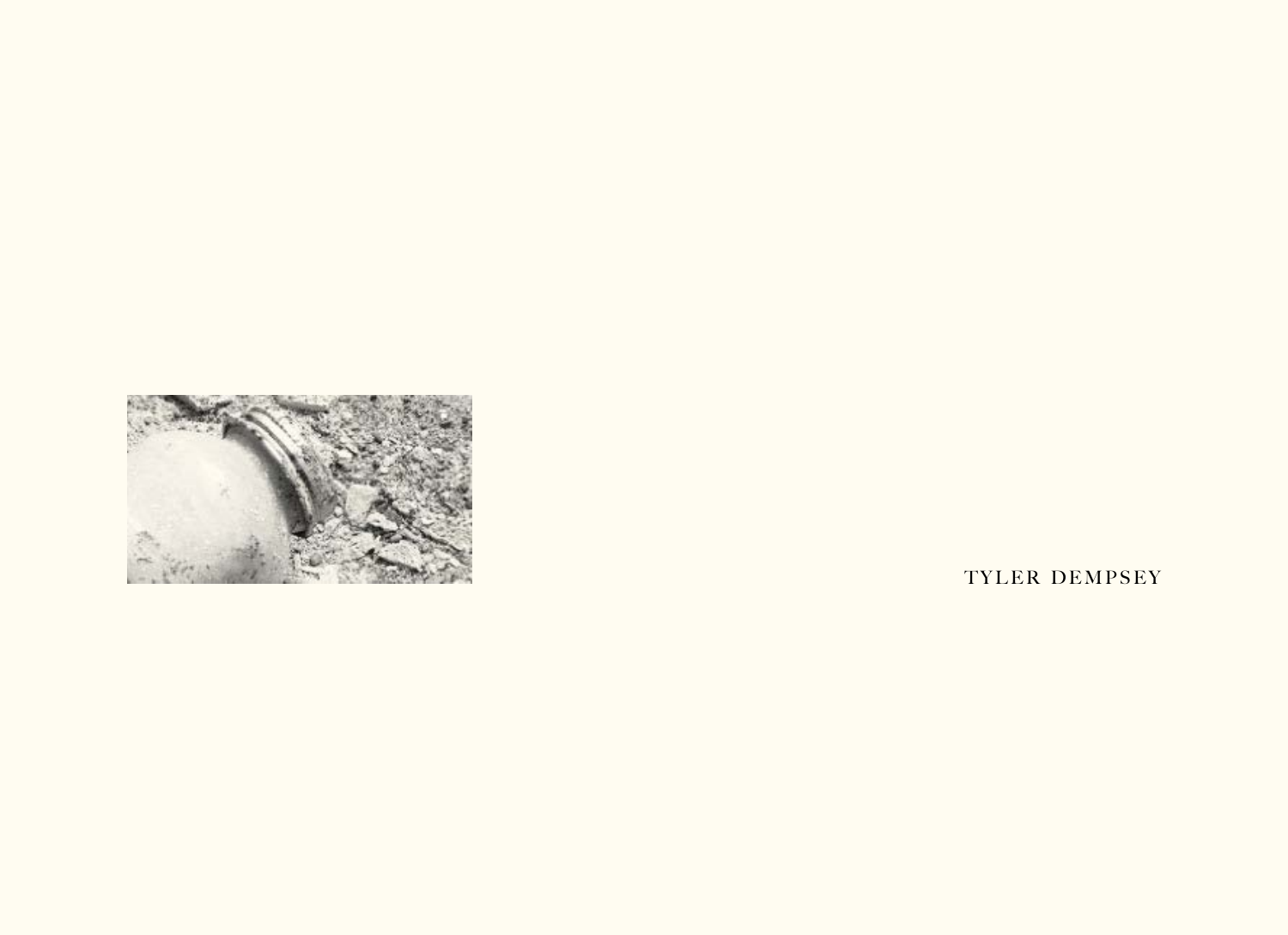TYLER DEMPSEY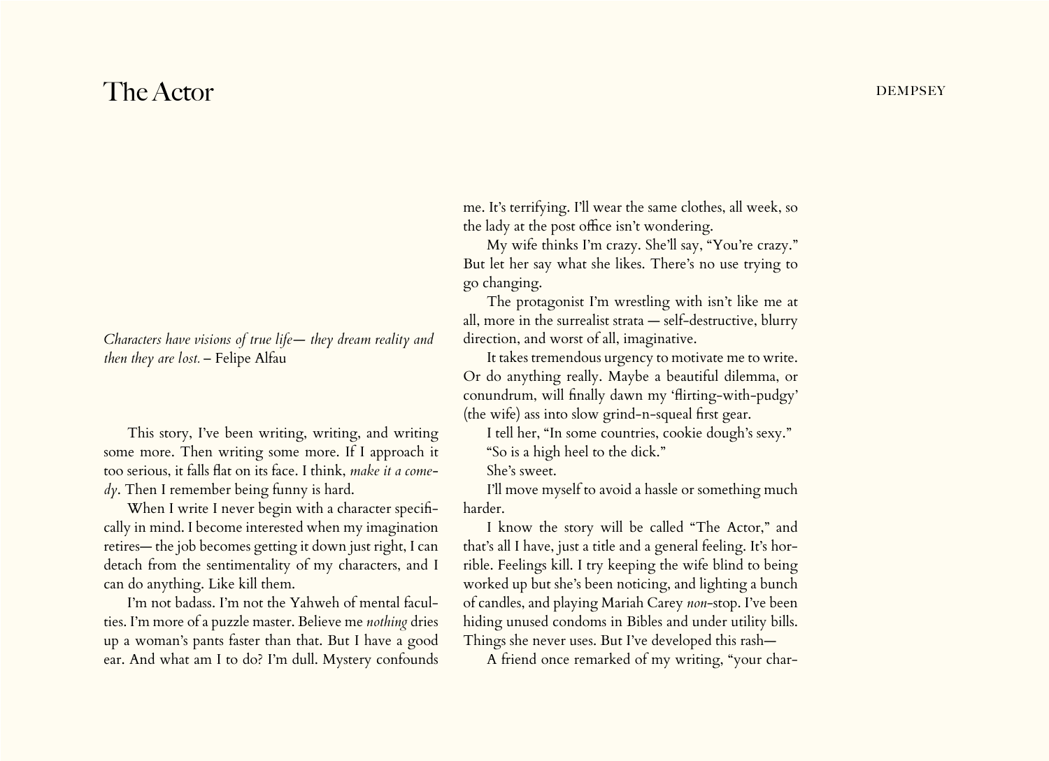# The Actor

*Characters have visions of true life— they dream reality and then they are lost.* – Felipe Alfau

This story, I've been writing, writing, and writing some more. Then writing some more. If I approach it too serious, it falls flat on its face. I think, *make it a comedy*. Then I remember being funny is hard.

When I write I never begin with a character specifically in mind. I become interested when my imagination retires— the job becomes getting it down just right, I can detach from the sentimentality of my characters, and I can do anything. Like kill them.

I'm not badass. I'm not the Yahweh of mental faculties. I'm more of a puzzle master. Believe me *nothing* dries up a woman's pants faster than that. But I have a good ear. And what am I to do? I'm dull. Mystery confounds me. It's terrifying. I'll wear the same clothes, all week, so the lady at the post office isn't wondering.

My wife thinks I'm crazy. She'll say, "You're crazy." But let her say what she likes. There's no use trying to go changing.

The protagonist I'm wrestling with isn't like me at all, more in the surrealist strata — self-destructive, blurry direction, and worst of all, imaginative.

It takes tremendous urgency to motivate me to write. Or do anything really. Maybe a beautiful dilemma, or conundrum, will finally dawn my 'flirting-with-pudgy' (the wife) ass into slow grind-n-squeal first gear.

I tell her, "In some countries, cookie dough's sexy."

"So is a high heel to the dick."

She's sweet.

I'll move myself to avoid a hassle or something much harder.

I know the story will be called "The Actor," and that's all I have, just a title and a general feeling. It's horrible. Feelings kill. I try keeping the wife blind to being worked up but she's been noticing, and lighting a bunch of candles, and playing Mariah Carey *non*-stop. I've been hiding unused condoms in Bibles and under utility bills. Things she never uses. But I've developed this rash—

A friend once remarked of my writing, "your char-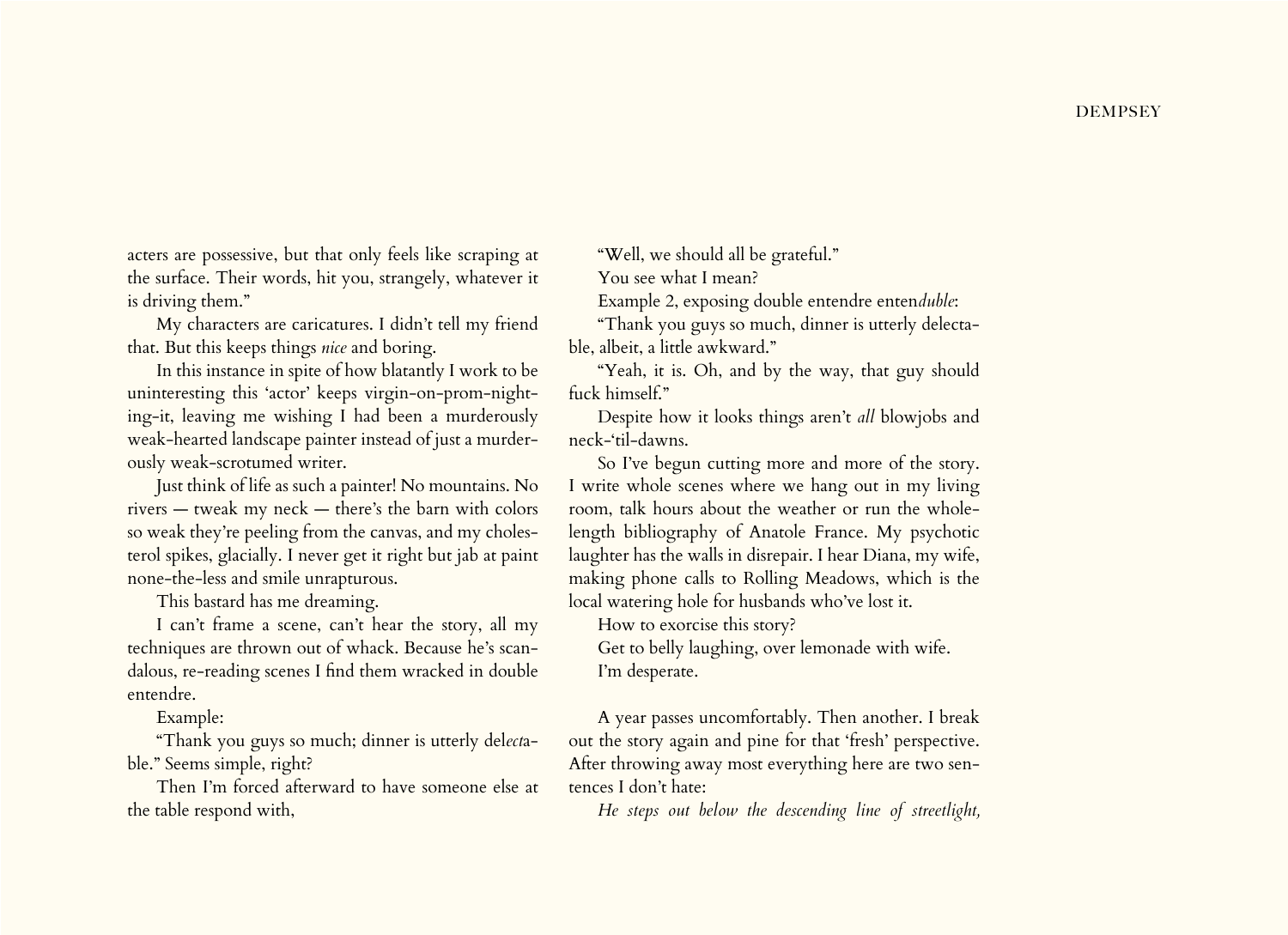acters are possessive, but that only feels like scraping at the surface. Their words, hit you, strangely, whatever it is driving them."

My characters are caricatures. I didn't tell my friend that. But this keeps things *nice* and boring.

In this instance in spite of how blatantly I work to be uninteresting this 'actor' keeps virgin-on-prom-nighting-it, leaving me wishing I had been a murderously weak-hearted landscape painter instead of just a murderously weak-scrotumed writer.

Just think of life as such a painter! No mountains. No rivers — tweak my neck — there's the barn with colors so weak they're peeling from the canvas, and my cholesterol spikes, glacially. I never get it right but jab at paint none-the-less and smile unrapturous.

This bastard has me dreaming.

I can't frame a scene, can't hear the story, all my techniques are thrown out of whack. Because he's scandalous, re-reading scenes I find them wracked in double entendre.

Example:

"Thank you guys so much; dinner is utterly del*ect*able." Seems simple, right?

Then I'm forced afterward to have someone else at the table respond with,

"Well, we should all be grateful."

You see what I mean?

Example 2, exposing double entendre enten*duble*:

"Thank you guys so much, dinner is utterly delectable, albeit, a little awkward."

"Yeah, it is. Oh, and by the way, that guy should fuck himself."

Despite how it looks things aren't *all* blowjobs and neck-'til-dawns.

So I've begun cutting more and more of the story. I write whole scenes where we hang out in my living room, talk hours about the weather or run the whole-length bibliography of Anatole France. My psychotic laughter has the walls in disrepair. I hear Diana, my wife, making phone calls to Rolling Meadows, which is the local watering hole for husbands who've lost it.

How to exorcise this story?

Get to belly laughing, over lemonade with wife.

I'm desperate.

A year passes uncomfortably. Then another. I break out the story again and pine for that 'fresh' perspective. After throwing away most everything here are two sentences I don't hate:

*He steps out below the descending line of streetlight,*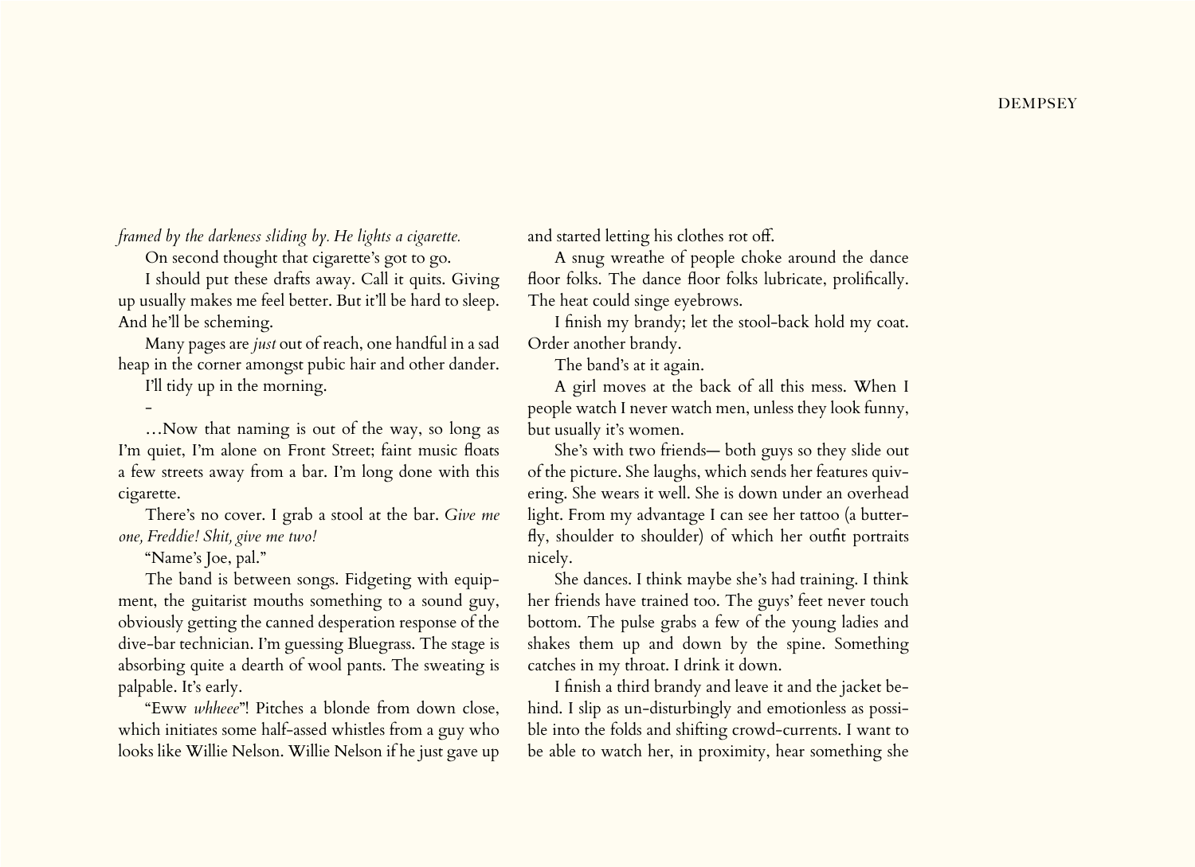*framed by the darkness sliding by. He lights a cigarette.*

On second thought that cigarette's got to go.

I should put these drafts away. Call it quits. Giving up usually makes me feel better. But it'll be hard to sleep. And he'll be scheming.

Many pages are *just* out of reach, one handful in a sad heap in the corner amongst pubic hair and other dander.

I'll tidy up in the morning.

-

…Now that naming is out of the way, so long as I'm quiet, I'm alone on Front Street; faint music floats a few streets away from a bar. I'm long done with this cigarette.

There's no cover. I grab a stool at the bar. *Give me one, Freddie! Shit, give me two!*

"Name's Joe, pal."

The band is between songs. Fidgeting with equipment, the guitarist mouths something to a sound guy, obviously getting the canned desperation response of the dive-bar technician. I'm guessing Bluegrass. The stage is absorbing quite a dearth of wool pants. The sweating is palpable. It's early.

"Eww *whheee*"! Pitches a blonde from down close, which initiates some half-assed whistles from a guy who looks like Willie Nelson. Willie Nelson if he just gave up and started letting his clothes rot off.

A snug wreathe of people choke around the dance floor folks. The dance floor folks lubricate, prolifically. The heat could singe eyebrows.

I finish my brandy; let the stool-back hold my coat. Order another brandy.

The band's at it again.

A girl moves at the back of all this mess. When I people watch I never watch men, unless they look funny, but usually it's women.

She's with two friends— both guys so they slide out of the picture. She laughs, which sends her features quivering. She wears it well. She is down under an overhead light. From my advantage I can see her tattoo (a butterfly, shoulder to shoulder) of which her outfit portraits nicely.

She dances. I think maybe she's had training. I think her friends have trained too. The guys' feet never touch bottom. The pulse grabs a few of the young ladies and shakes them up and down by the spine. Something catches in my throat. I drink it down.

I finish a third brandy and leave it and the jacket behind. I slip as un-disturbingly and emotionless as possible into the folds and shifting crowd-currents. I want to be able to watch her, in proximity, hear something she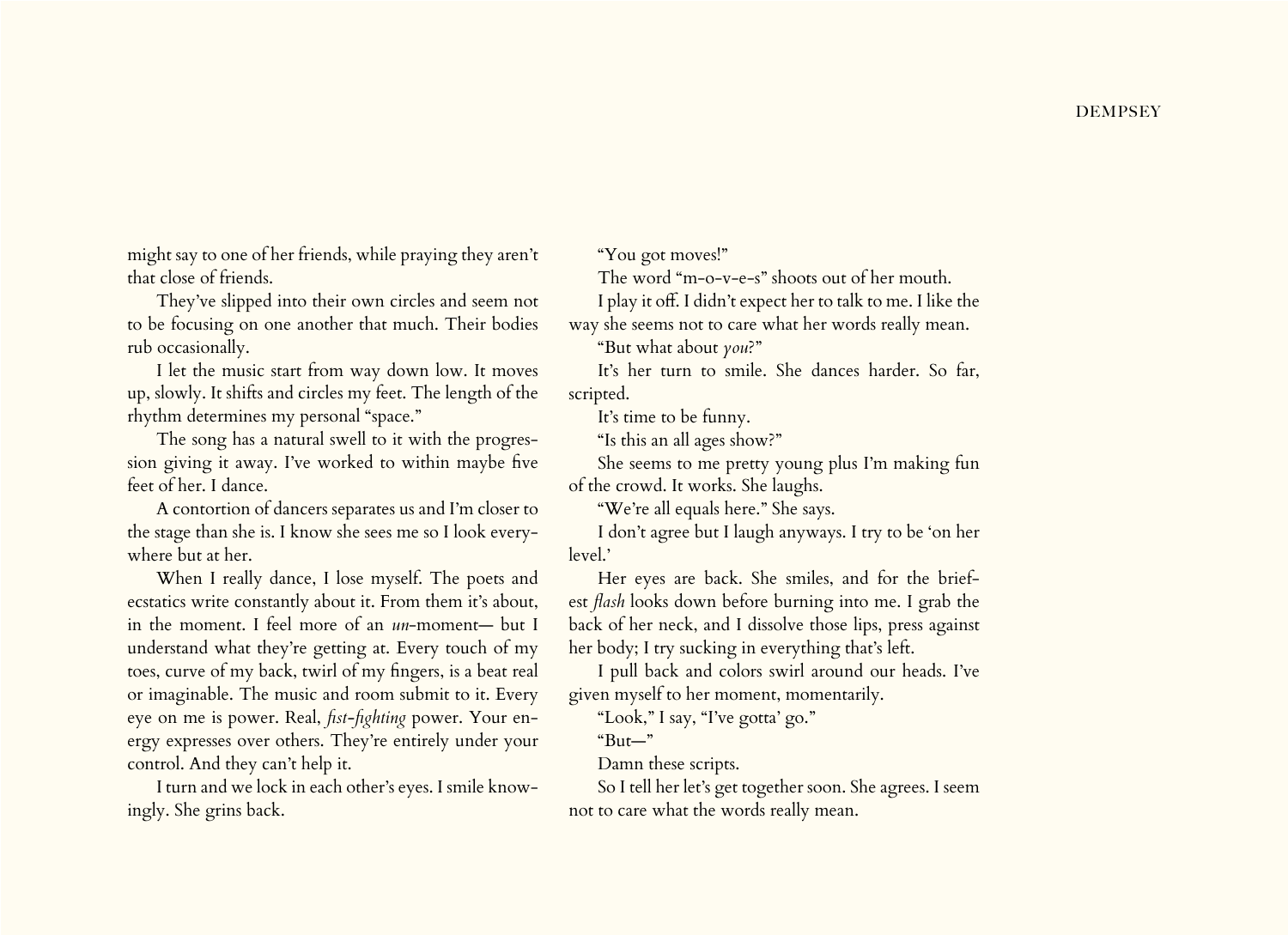might say to one of her friends, while praying they aren't that close of friends.

They've slipped into their own circles and seem not to be focusing on one another that much. Their bodies rub occasionally.

I let the music start from way down low. It moves up, slowly. It shifts and circles my feet. The length of the rhythm determines my personal "space."

The song has a natural swell to it with the progression giving it away. I've worked to within maybe five feet of her. I dance.

A contortion of dancers separates us and I'm closer to the stage than she is. I know she sees me so I look everywhere but at her.

When I really dance, I lose myself. The poets and ecstatics write constantly about it. From them it's about, in the moment. I feel more of an *un*-moment— but I understand what they're getting at. Every touch of my toes, curve of my back, twirl of my fingers, is a beat real or imaginable. The music and room submit to it. Every eye on me is power. Real, *fist-fighting* power. Your energy expresses over others. They're entirely under your control. And they can't help it.

I turn and we lock in each other's eyes. I smile knowingly. She grins back.

"You got moves!"

The word "m-o-v-e-s" shoots out of her mouth.

I play it off. I didn't expect her to talk to me. I like the way she seems not to care what her words really mean.

"But what about *you*?"

It's her turn to smile. She dances harder. So far, scripted.

It's time to be funny.

"Is this an all ages show?"

She seems to me pretty young plus I'm making fun of the crowd. It works. She laughs.

"We're all equals here." She says.

I don't agree but I laugh anyways. I try to be 'on her level.'

Her eyes are back. She smiles, and for the briefest *flash* looks down before burning into me. I grab the back of her neck, and I dissolve those lips, press against her body; I try sucking in everything that's left.

I pull back and colors swirl around our heads. I've given myself to her moment, momentarily.

"Look," I say, "I've gotta' go."

"But—"

Damn these scripts.

So I tell her let's get together soon. She agrees. I seem not to care what the words really mean.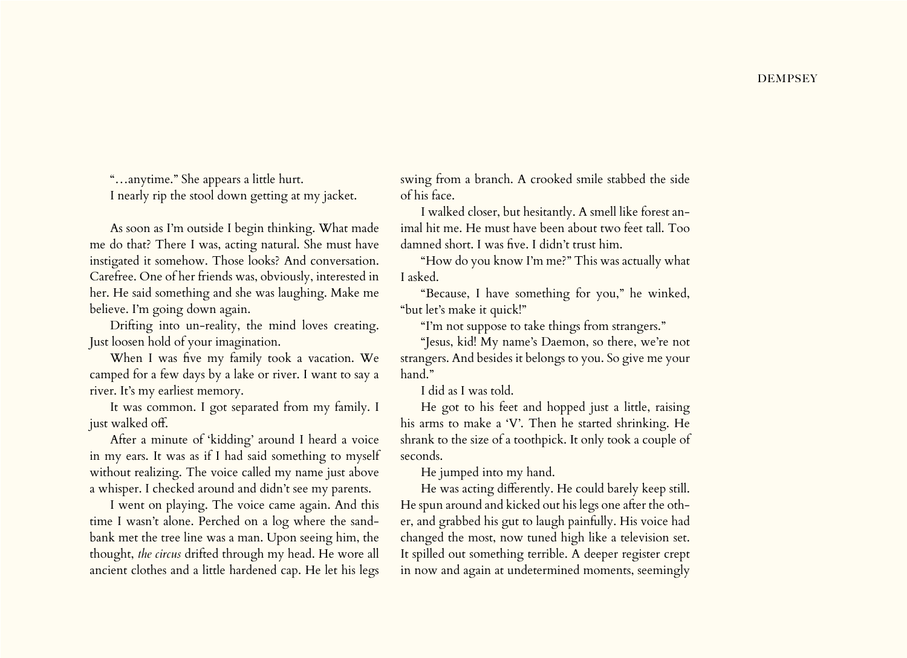"…anytime." She appears a little hurt.

I nearly rip the stool down getting at my jacket.

As soon as I'm outside I begin thinking. What made me do that? There I was, acting natural. She must have instigated it somehow. Those looks? And conversation. Carefree. One of her friends was, obviously, interested in her. He said something and she was laughing. Make me believe. I'm going down again.

Drifting into un-reality, the mind loves creating. Just loosen hold of your imagination.

When I was five my family took a vacation. We camped for a few days by a lake or river. I want to say a river. It's my earliest memory.

It was common. I got separated from my family. I just walked off.

After a minute of 'kidding' around I heard a voice in my ears. It was as if I had said something to myself without realizing. The voice called my name just above a whisper. I checked around and didn't see my parents.

I went on playing. The voice came again. And this time I wasn't alone. Perched on a log where the sand-bank met the tree line was a man. Upon seeing him, the thought, *the circus* drifted through my head. He wore all ancient clothes and a little hardened cap. He let his legs swing from a branch. A crooked smile stabbed the side of his face.

I walked closer, but hesitantly. A smell like forest animal hit me. He must have been about two feet tall. Too damned short. I was five. I didn't trust him.

"How do you know I'm me?" This was actually what I asked.

"Because, I have something for you," he winked, "but let's make it quick!"

"I'm not suppose to take things from strangers."

"Jesus, kid! My name's Daemon, so there, we're not strangers. And besides it belongs to you. So give me your hand."

I did as I was told.

He got to his feet and hopped just a little, raising his arms to make a 'V'. Then he started shrinking. He shrank to the size of a toothpick. It only took a couple of seconds.

He jumped into my hand.

He was acting differently. He could barely keep still. He spun around and kicked out his legs one after the other, and grabbed his gut to laugh painfully. His voice had changed the most, now tuned high like a television set. It spilled out something terrible. A deeper register crept in now and again at undetermined moments, seemingly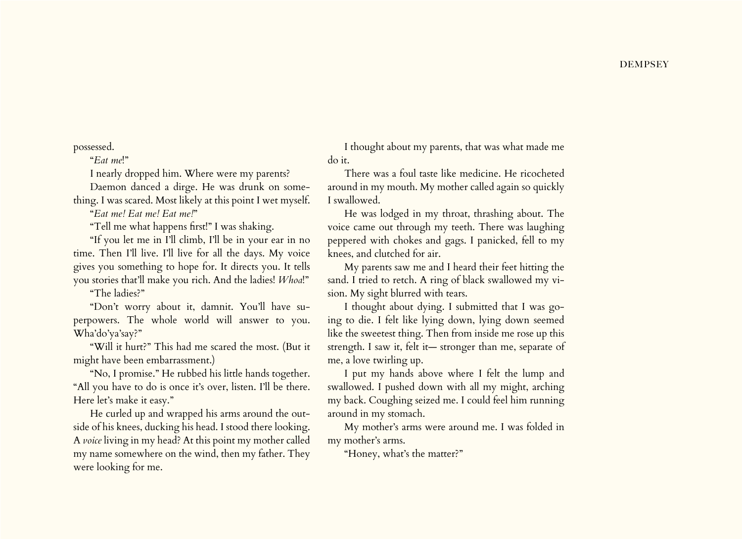possessed.

"*Eat me*!"

I nearly dropped him. Where were my parents?

Daemon danced a dirge. He was drunk on something. I was scared. Most likely at this point I wet myself.

"*Eat me! Eat me! Eat me!*"

"Tell me what happens first!" I was shaking.

"If you let me in I'll climb, I'll be in your ear in no time. Then I'll live. I'll live for all the days. My voice gives you something to hope for. It directs you. It tells you stories that'll make you rich. And the ladies! *Whoa*!"

"The ladies?"

"Don't worry about it, damnit. You'll have superpowers. The whole world will answer to you. Wha'do'ya'say?"

"Will it hurt?" This had me scared the most. (But it might have been embarrassment.)

"No, I promise." He rubbed his little hands together. "All you have to do is once it's over, listen. I'll be there. Here let's make it easy."

He curled up and wrapped his arms around the outside of his knees, ducking his head. I stood there looking. A *voice* living in my head? At this point my mother called my name somewhere on the wind, then my father. They were looking for me.

I thought about my parents, that was what made me do it.

There was a foul taste like medicine. He ricocheted around in my mouth. My mother called again so quickly I swallowed.

He was lodged in my throat, thrashing about. The voice came out through my teeth. There was laughing peppered with chokes and gags. I panicked, fell to my knees, and clutched for air.

My parents saw me and I heard their feet hitting the sand. I tried to retch. A ring of black swallowed my vision. My sight blurred with tears.

I thought about dying. I submitted that I was going to die. I felt like lying down, lying down seemed like the sweetest thing. Then from inside me rose up this strength. I saw it, felt it— stronger than me, separate of me, a love twirling up.

I put my hands above where I felt the lump and swallowed. I pushed down with all my might, arching my back. Coughing seized me. I could feel him running around in my stomach.

My mother's arms were around me. I was folded in my mother's arms.

"Honey, what's the matter?"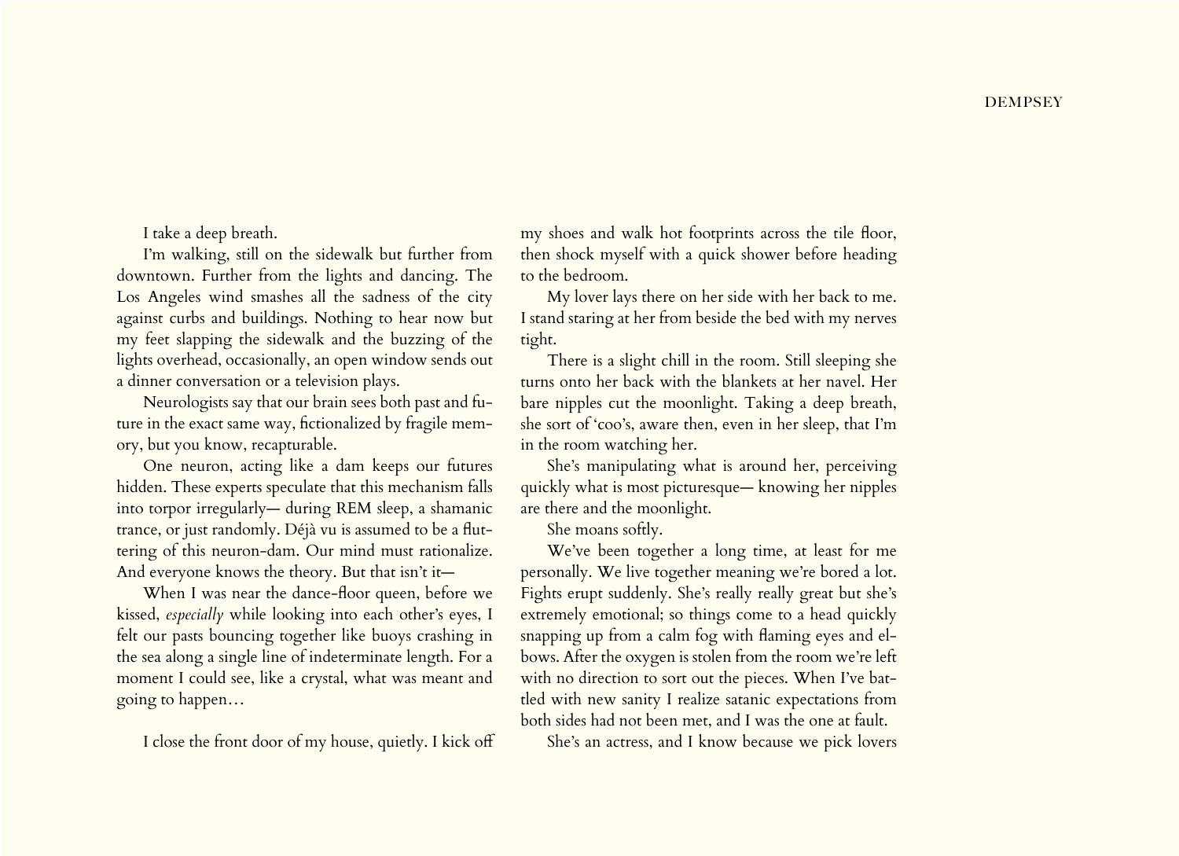I take a deep breath.

I'm walking, still on the sidewalk but further from downtown. Further from the lights and dancing. The Los Angeles wind smashes all the sadness of the city against curbs and buildings. Nothing to hear now but my feet slapping the sidewalk and the buzzing of the lights overhead, occasionally, an open window sends out a dinner conversation or a television plays.

Neurologists say that our brain sees both past and future in the exact same way, fictionalized by fragile memory, but you know, recapturable.

One neuron, acting like a dam keeps our futures hidden. These experts speculate that this mechanism falls into torpor irregularly— during REM sleep, a shamanic trance, or just randomly. Déjà vu is assumed to be a fluttering of this neuron-dam. Our mind must rationalize. And everyone knows the theory. But that isn't it—

When I was near the dance-floor queen, before we kissed, *especially* while looking into each other's eyes, I felt our pasts bouncing together like buoys crashing in the sea along a single line of indeterminate length. For a moment I could see, like a crystal, what was meant and going to happen…

I close the front door of my house, quietly. I kick off my shoes and walk hot footprints across the tile floor, then shock myself with a quick shower before heading to the bedroom.

My lover lays there on her side with her back to me. I stand staring at her from beside the bed with my nerves tight.

There is a slight chill in the room. Still sleeping she turns onto her back with the blankets at her navel. Her bare nipples cut the moonlight. Taking a deep breath, she sort of 'coo's, aware then, even in her sleep, that I'm in the room watching her.

She's manipulating what is around her, perceiving quickly what is most picturesque— knowing her nipples are there and the moonlight.

She moans softly.

We've been together a long time, at least for me personally. We live together meaning we're bored a lot. Fights erupt suddenly. She's really really great but she's extremely emotional; so things come to a head quickly snapping up from a calm fog with flaming eyes and elbows. After the oxygen is stolen from the room we're left with no direction to sort out the pieces. When I've battled with new sanity I realize satanic expectations from both sides had not been met, and I was the one at fault.

She's an actress, and I know because we pick lovers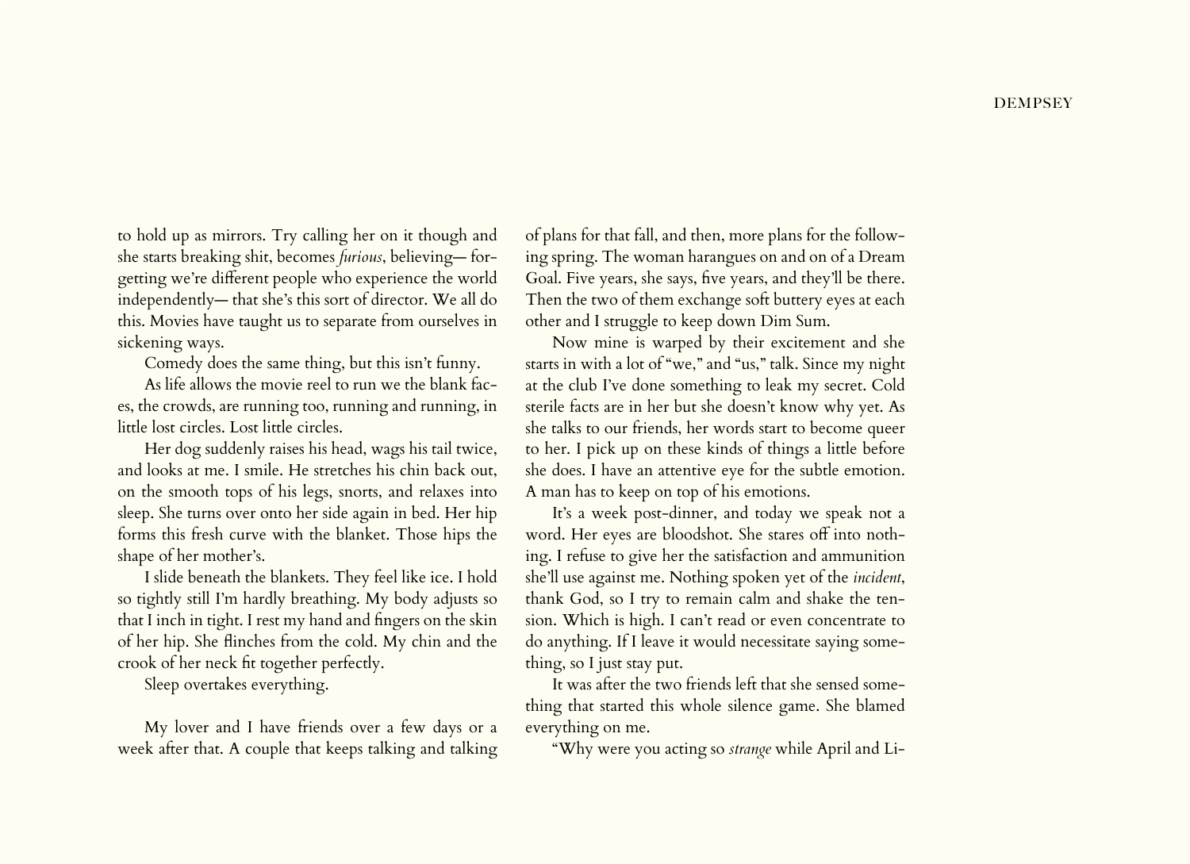to hold up as mirrors. Try calling her on it though and she starts breaking shit, becomes *furious*, believing— forgetting we're different people who experience the world independently— that she's this sort of director. We all do this. Movies have taught us to separate from ourselves in sickening ways.

Comedy does the same thing, but this isn't funny.

As life allows the movie reel to run we the blank faces, the crowds, are running too, running and running, in little lost circles. Lost little circles.

Her dog suddenly raises his head, wags his tail twice, and looks at me. I smile. He stretches his chin back out, on the smooth tops of his legs, snorts, and relaxes into sleep. She turns over onto her side again in bed. Her hip forms this fresh curve with the blanket. Those hips the shape of her mother's.

I slide beneath the blankets. They feel like ice. I hold so tightly still I'm hardly breathing. My body adjusts so that I inch in tight. I rest my hand and fingers on the skin of her hip. She flinches from the cold. My chin and the crook of her neck fit together perfectly.

Sleep overtakes everything.

My lover and I have friends over a few days or a week after that. A couple that keeps talking and talking of plans for that fall, and then, more plans for the following spring. The woman harangues on and on of a Dream Goal. Five years, she says, five years, and they'll be there. Then the two of them exchange soft buttery eyes at each other and I struggle to keep down Dim Sum.

Now mine is warped by their excitement and she starts in with a lot of "we," and "us," talk. Since my night at the club I've done something to leak my secret. Cold sterile facts are in her but she doesn't know why yet. As she talks to our friends, her words start to become queer to her. I pick up on these kinds of things a little before she does. I have an attentive eye for the subtle emotion. A man has to keep on top of his emotions.

It's a week post-dinner, and today we speak not a word. Her eyes are bloodshot. She stares off into nothing. I refuse to give her the satisfaction and ammunition she'll use against me. Nothing spoken yet of the *incident*, thank God, so I try to remain calm and shake the tension. Which is high. I can't read or even concentrate to do anything. If I leave it would necessitate saying something, so I just stay put.

It was after the two friends left that she sensed something that started this whole silence game. She blamed everything on me.

"Why were you acting so *strange* while April and Li-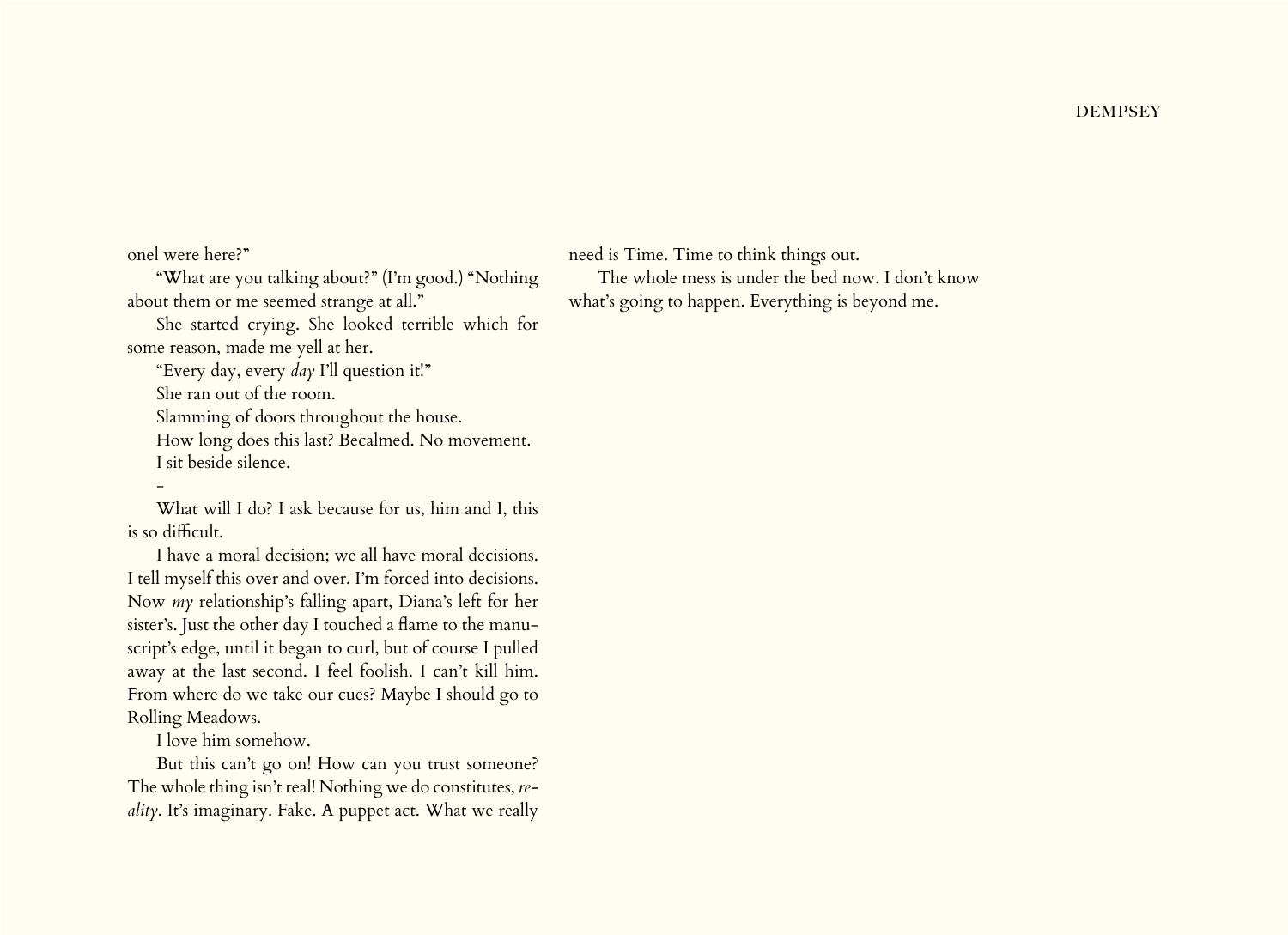onel were here?"

"What are you talking about?" (I'm good.) "Nothing about them or me seemed strange at all."

She started crying. She looked terrible which for some reason, made me yell at her.

"Every day, every *day* I'll question it!"

She ran out of the room.

Slamming of doors throughout the house.

How long does this last? Becalmed. No movement.

I sit beside silence.

–

What will I do? I ask because for us, him and I, this is so difficult.

I have a moral decision; we all have moral decisions. I tell myself this over and over. I'm forced into decisions. Now *my* relationship's falling apart, Diana's left for her sister's. Just the other day I touched a flame to the manuscript's edge, until it began to curl, but of course I pulled away at the last second. I feel foolish. I can't kill him. From where do we take our cues? Maybe I should go to Rolling Meadows.

I love him somehow.

But this can't go on! How can you trust someone? The whole thing isn't real! Nothing we do constitutes, *reality*. It's imaginary. Fake. A puppet act. What we really need is Time. Time to think things out.

The whole mess is under the bed now. I don't know what's going to happen. Everything is beyond me.